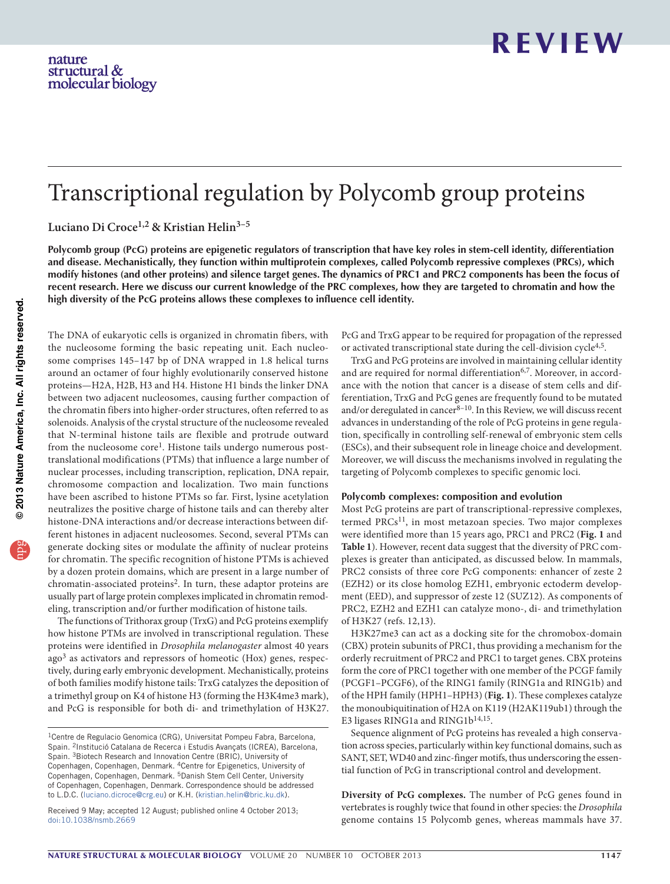# Transcriptional regulation by Polycomb group proteins

Luciano Di Croce[1,2] & Kristian Helin[3–5]

**Polycomb group (PcG) proteins are epigenetic regulators of transcription that have key roles in stem-cell identity, differentiation and disease. Mechanistically, they function within multiprotein complexes, called Polycomb repressive complexes (PRCs), which modify histones (and other proteins) and silence target genes. The dynamics of PRC1 and PRC2 components has been the focus of recent research. Here we discuss our current knowledge of the PRC complexes, how they are targeted to chromatin and how the high diversity of the PcG proteins allows these complexes to influence cell identity.**

The DNA of eukaryotic cells is organized in chromatin fibers, with the nucleosome forming the basic repeating unit. Each nucleosome comprises 145–147 bp of DNA wrapped in 1.8 helical turns around an octamer of four highly evolutionarily conserved histone proteins—H2A, H2B, H3 and H4. Histone H1 binds the linker DNA between two adjacent nucleosomes, causing further compaction of the chromatin fibers into higher-order structures, often referred to as solenoids. Analysis of the crystal structure of the nucleosome revealed that N-terminal histone tails are flexible and protrude outward from the nucleosome core[1]. Histone tails undergo numerous post-translational modifications (PTMs) that influence a large number of nuclear processes, including transcription, replication, DNA repair, chromosome compaction and localization. Two main functions have been ascribed to histone PTMs so far. First, lysine acetylation neutralizes the positive charge of histone tails and can thereby alter histone-DNA interactions and/or decrease interactions between different histones in adjacent nucleosomes. Second, several PTMs can generate docking sites or modulate the affinity of nuclear proteins for chromatin. The specific recognition of histone PTMs is achieved by a dozen protein domains, which are present in a large number of chromatin-associated proteins[2]. In turn, these adaptor proteins are usually part of large protein complexes implicated in chromatin remodeling, transcription and/or further modification of histone tails.

The functions of Trithorax group (TrxG) and PcG proteins exemplify how histone PTMs are involved in transcriptional regulation. These proteins were identified in *Drosophila melanogaster* almost 40 years ago[3] as activators and repressors of homeotic (Hox) genes, respectively, during early embryonic development. Mechanistically, proteins of both families modify histone tails: TrxG catalyzes the deposition of a trimethyl group on K4 of histone H3 (forming the H3K4me3 mark), and PcG is responsible for both di- and trimethylation of H3K27. PcG and TrxG appear to be required for propagation of the repressed or activated transcriptional state during the cell-division cycle[4,5].

TrxG and PcG proteins are involved in maintaining cellular identity and are required for normal differentiation[6,7]. Moreover, in accordance with the notion that cancer is a disease of stem cells and differentiation, TrxG and PcG genes are frequently found to be mutated and/or deregulated in cancer[8–10]. In this Review, we will discuss recent advances in understanding of the role of PcG proteins in gene regulation, specifically in controlling self-renewal of embryonic stem cells (ESCs), and their subsequent role in lineage choice and development. Moreover, we will discuss the mechanisms involved in regulating the targeting of Polycomb complexes to specific genomic loci.

## Polycomb complexes: composition and evolution

Most PcG proteins are part of transcriptional-repressive complexes, termed PRCs[11], in most metazoan species. Two major complexes were identified more than 15 years ago, PRC1 and PRC2 (**Fig. 1** and **Table 1**). However, recent data suggest that the diversity of PRC complexes is greater than anticipated, as discussed below. In mammals, PRC2 consists of three core PcG components: enhancer of zeste 2 (EZH2) or its close homolog EZH1, embryonic ectoderm development (EED), and suppressor of zeste 12 (SUZ12). As components of PRC2, EZH2 and EZH1 can catalyze mono-, di- and trimethylation of H3K27 (refs. 12,13).

H3K27me3 can act as a docking site for the chromobox-domain (CBX) protein subunits of PRC1, thus providing a mechanism for the orderly recruitment of PRC2 and PRC1 to target genes. CBX proteins form the core of PRC1 together with one member of the PCGF family (PCGF1–PCGF6), of the RING1 family (RING1a and RING1b) and of the HPH family (HPH1–HPH3) (**Fig. 1**). These complexes catalyze the monoubiquitination of H2A on K119 (H2AK119ub1) through the E3 ligases RING1a and RING1b[14,15].

Sequence alignment of PcG proteins has revealed a high conservation across species, particularly within key functional domains, such as SANT, SET, WD40 and zinc-finger motifs, thus underscoring the essential function of PcG in transcriptional control and development.

**Diversity of PcG complexes.** The number of PcG genes found in vertebrates is roughly twice that found in other species: the *Drosophila* genome contains 15 Polycomb genes, whereas mammals have 37.

[1]Centre de Regulacio Genomica (CRG), Universitat Pompeu Fabra, Barcelona, Spain. [2]Institució Catalana de Recerca i Estudis Avançats (ICREA), Barcelona, Spain. [3]Biotech Research and Innovation Centre (BRIC), University of Copenhagen, Copenhagen, Denmark. [4]Centre for Epigenetics, University of Copenhagen, Copenhagen, Denmark. [5]Danish Stem Cell Center, University of Copenhagen, Copenhagen, Denmark. Correspondence should be addressed to L.D.C. (luciano.dicroce@crg.eu) or K.H. (kristian.helin@bric.ku.dk).

Received 9 May; accepted 12 August; published online 4 October 2013; doi:10.1038/nsmb.2669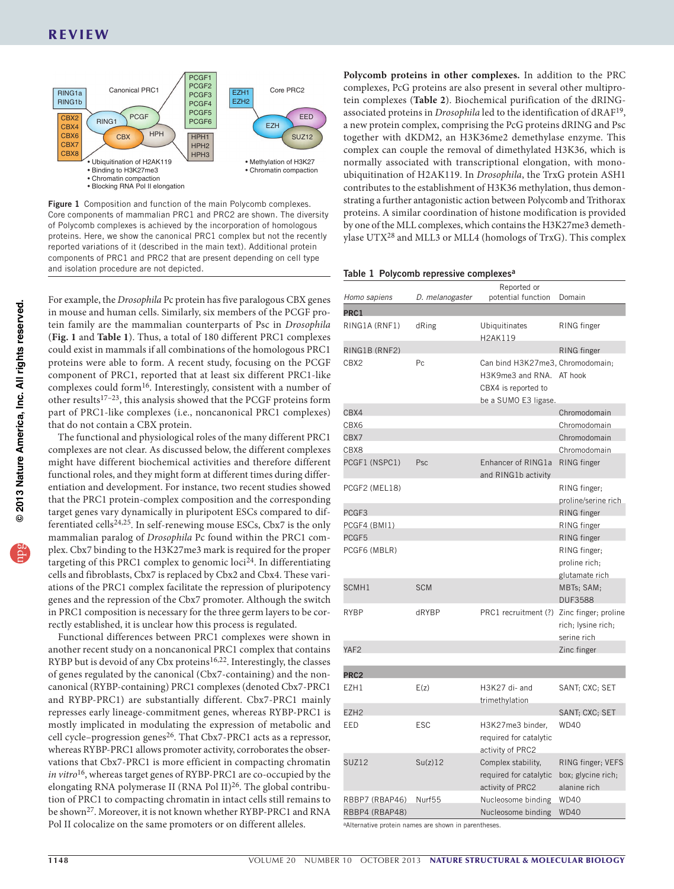Figure 1 Composition and function of the main Polycomb complexes. Core components of mammalian PRC1 and PRC2 are shown. The diversity of Polycomb complexes is achieved by the incorporation of homologous proteins. Here, we show the canonical PRC1 complex but not the recently reported variations of it (described in the main text). Additional protein components of PRC1 and PRC2 that are present depending on cell type and isolation procedure are not depicted.

For example, the *Drosophila* Pc protein has five paralogous CBX genes in mouse and human cells. Similarly, six members of the PCGF protein family are the mammalian counterparts of Psc in *Drosophila* (**Fig. 1** and **Table 1**). Thus, a total of 180 different PRC1 complexes could exist in mammals if all combinations of the homologous PRC1 proteins were able to form. A recent study, focusing on the PCGF component of PRC1, reported that at least six different PRC1-like complexes could form[16]. Interestingly, consistent with a number of other results[17–23], this analysis showed that the PCGF proteins form part of PRC1-like complexes (i.e., noncanonical PRC1 complexes) that do not contain a CBX protein.

The functional and physiological roles of the many different PRC1 complexes are not clear. As discussed below, the different complexes might have different biochemical activities and therefore different functional roles, and they might form at different times during differentiation and development. For instance, two recent studies showed that the PRC1 protein-complex composition and the corresponding target genes vary dynamically in pluripotent ESCs compared to differentiated cells[24,25]. In self-renewing mouse ESCs, Cbx7 is the only mammalian paralog of *Drosophila* Pc found within the PRC1 complex. Cbx7 binding to the H3K27me3 mark is required for the proper targeting of this PRC1 complex to genomic loci[24]. In differentiating cells and fibroblasts, Cbx7 is replaced by Cbx2 and Cbx4. These variations of the PRC1 complex facilitate the repression of pluripotency genes and the repression of the Cbx7 promoter. Although the switch in PRC1 composition is necessary for the three germ layers to be correctly established, it is unclear how this process is regulated.

Functional differences between PRC1 complexes were shown in another recent study on a noncanonical PRC1 complex that contains RYBP but is devoid of any Cbx proteins[16,22]. Interestingly, the classes of genes regulated by the canonical (Cbx7-containing) and the noncanonical (RYBP-containing) PRC1 complexes (denoted Cbx7-PRC1 and RYBP-PRC1) are substantially different. Cbx7-PRC1 mainly represses early lineage-commitment genes, whereas RYBP-PRC1 is mostly implicated in modulating the expression of metabolic and cell cycle–progression genes[26]. That Cbx7-PRC1 acts as a repressor, whereas RYBP-PRC1 allows promoter activity, corroborates the observations that Cbx7-PRC1 is more efficient in compacting chromatin *in vitro*[16], whereas target genes of RYBP-PRC1 are co-occupied by the elongating RNA polymerase II (RNA Pol II)[26]. The global contribution of PRC1 to compacting chromatin in intact cells still remains to be shown[27]. Moreover, it is not known whether RYBP-PRC1 and RNA Pol II colocalize on the same promoters or on different alleles.

**Polycomb proteins in other complexes.** In addition to the PRC complexes, PcG proteins are also present in several other multiprotein complexes (**Table 2**). Biochemical purification of the dRING-associated proteins in *Drosophila* led to the identification of dRAF[19], a new protein complex, comprising the PcG proteins dRING and Psc together with dKDM2, an H3K36me2 demethylase enzyme. This complex can couple the removal of dimethylated H3K36, which is normally associated with transcriptional elongation, with monoubiquitination of H2AK119. In *Drosophila*, the TrxG protein ASH1 contributes to the establishment of H3K36 methylation, thus demonstrating a further antagonistic action between Polycomb and Trithorax proteins. A similar coordination of histone modification is provided by one of the MLL complexes, which contains the H3K27me3 demethylase UTX[28] and MLL3 or MLL4 (homologs of TrxG). This complex

**Table 1 Polycomb repressive complexes**[a]

| *Homo sapiens* | *D. melanogaster* | Reported or potential function | Domain |
|---|---|---|---|
| **PRC1** | | | |
| RING1A (RNF1) | dRing | Ubiquitinates H2AK119 | RING finger |
| RING1B (RNF2) | | | RING finger |
| CBX2 | Pc | Can bind H3K27me3, H3K9me3 and RNA. CBX4 is reported to be a SUMO E3 ligase. | Chromodomain; AT hook |
| CBX4 | | | Chromodomain |
| CBX6 | | | Chromodomain |
| CBX7 | | | Chromodomain |
| CBX8 | | | Chromodomain |
| PCGF1 (NSPC1) | Psc | Enhancer of RING1a and RING1b activity | RING finger |
| PCGF2 (MEL18) | | | RING finger; proline/serine rich |
| PCGF3 | | | RING finger |
| PCGF4 (BMI1) | | | RING finger |
| PCGF5 | | | RING finger |
| PCGF6 (MBLR) | | | RING finger; proline rich; glutamate rich |
| SCMH1 | SCM | | MBTs; SAM; DUF3588 |
| RYBP | dRYBP | PRC1 recruitment (?) | Zinc finger; proline rich; lysine rich; serine rich |
| YAF2 | | | Zinc finger |
| **PRC2** | | | |
| EZH1 | E(z) | H3K27 di- and trimethylation | SANT; CXC; SET |
| EZH2 | | | SANT; CXC; SET |
| EED | ESC | H3K27me3 binder, required for catalytic activity of PRC2 | WD40 |
| SUZ12 | Su(z)12 | Complex stability, required for catalytic activity of PRC2 | RING finger; VEFS box; glycine rich; alanine rich |
| RBBP7 (RBAP46) | Nurf55 | Nucleosome binding | WD40 |
| RBBP4 (RBAP48) | | Nucleosome binding | WD40 |

[a]Alternative protein names are shown in parentheses.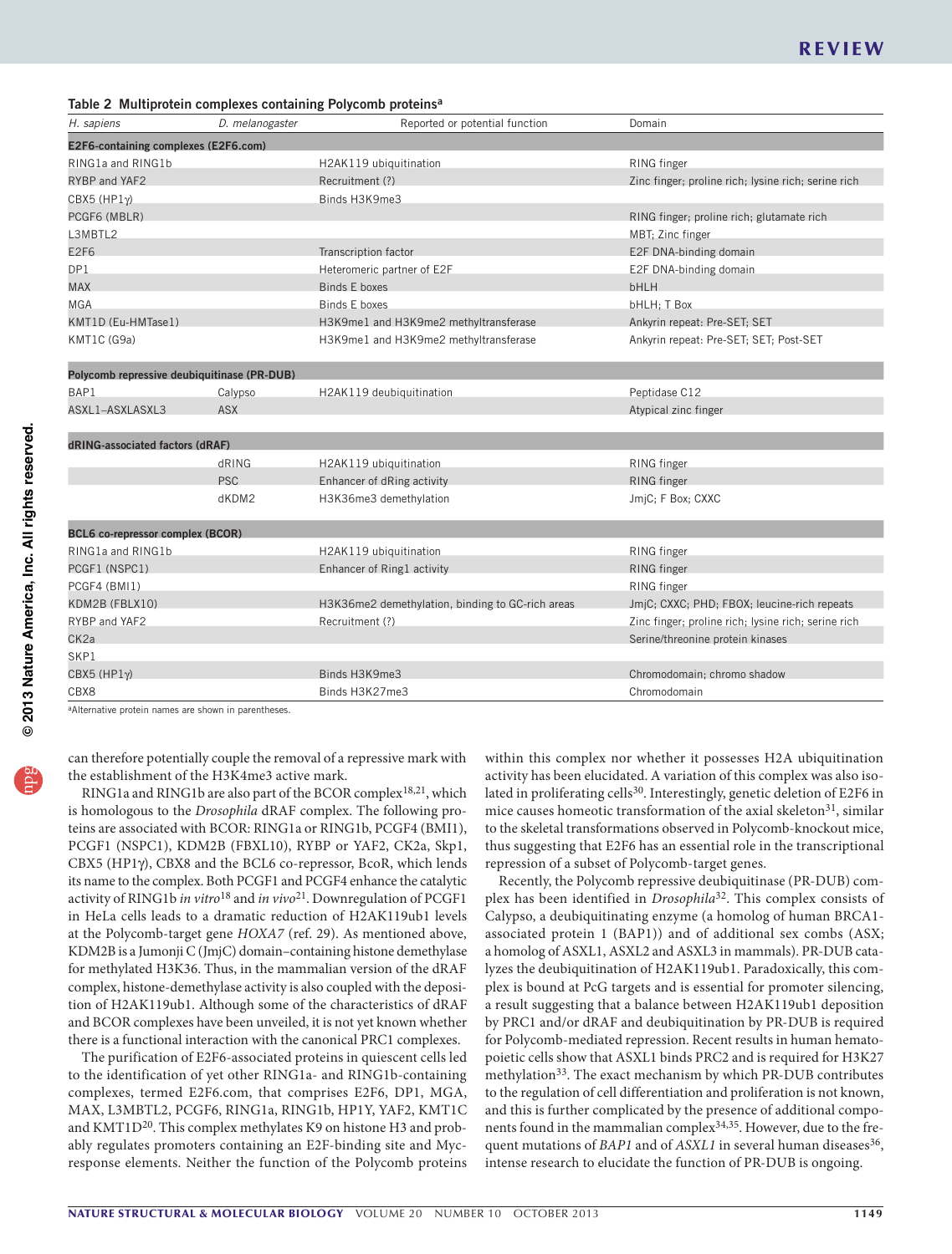**Table 2 Multiprotein complexes containing Polycomb proteins[a]**

| *H. sapiens* | *D. melanogaster* | Reported or potential function | Domain |
|---|---|---|---|
| **E2F6-containing complexes (E2F6.com)** | | | |
| RING1a and RING1b | | H2AK119 ubiquitination | RING finger |
| RYBP and YAF2 | | Recruitment (?) | Zinc finger; proline rich; lysine rich; serine rich |
| CBX5 (HP1γ) | | Binds H3K9me3 | |
| PCGF6 (MBLR) | | | RING finger; proline rich; glutamate rich |
| L3MBTL2 | | | MBT; Zinc finger |
| E2F6 | | Transcription factor | E2F DNA-binding domain |
| DP1 | | Heteromeric partner of E2F | E2F DNA-binding domain |
| MAX | | Binds E boxes | bHLH |
| MGA | | Binds E boxes | bHLH; T Box |
| KMT1D (Eu-HMTase1) | | H3K9me1 and H3K9me2 methyltransferase | Ankyrin repeat: Pre-SET; SET |
| KMT1C (G9a) | | H3K9me1 and H3K9me2 methyltransferase | Ankyrin repeat: Pre-SET; SET; Post-SET |
| **Polycomb repressive deubiquitinase (PR-DUB)** | | | |
| BAP1 | Calypso | H2AK119 deubiquitination | Peptidase C12 |
| ASXL1–ASXASXL3 | ASX | | Atypical zinc finger |
| **dRING-associated factors (dRAF)** | | | |
| | dRING | H2AK119 ubiquitination | RING finger |
| | PSC | Enhancer of dRing activity | RING finger |
| | dKDM2 | H3K36me3 demethylation | JmjC; F Box; CXXC |
| **BCL6 co-repressor complex (BCOR)** | | | |
| RING1a and RING1b | | H2AK119 ubiquitination | RING finger |
| PCGF1 (NSPC1) | | Enhancer of Ring1 activity | RING finger |
| PCGF4 (BMI1) | | | RING finger |
| KDM2B (FBLX10) | | H3K36me2 demethylation, binding to GC-rich areas | JmjC; CXXC; PHD; FBOX; leucine-rich repeats |
| RYBP and YAF2 | | Recruitment (?) | Zinc finger; proline rich; lysine rich; serine rich |
| CK2a | | | Serine/threonine protein kinases |
| SKP1 | | | |
| CBX5 (HP1γ) | | Binds H3K9me3 | Chromodomain; chromo shadow |
| CBX8 | | Binds H3K27me3 | Chromodomain |

[a]Alternative protein names are shown in parentheses.

can therefore potentially couple the removal of a repressive mark with the establishment of the H3K4me3 active mark.

RING1a and RING1b are also part of the BCOR complex[18,21], which is homologous to the *Drosophila* dRAF complex. The following proteins are associated with BCOR: RING1a or RING1b, PCGF4 (BMI1), PCGF1 (NSPC1), KDM2B (FBXL10), RYBP or YAF2, CK2a, Skp1, CBX5 (HP1γ), CBX8 and the BCL6 co-repressor, BcoR, which lends its name to the complex. Both PCGF1 and PCGF4 enhance the catalytic activity of RING1b *in vitro*[18] and *in vivo*[21]. Downregulation of PCGF1 in HeLa cells leads to a dramatic reduction of H2AK119ub1 levels at the Polycomb-target gene *HOXA7* (ref. 29). As mentioned above, KDM2B is a Jumonji C (JmjC) domain–containing histone demethylase for methylated H3K36. Thus, in the mammalian version of the dRAF complex, histone-demethylase activity is also coupled with the deposition of H2AK119ub1. Although some of the characteristics of dRAF and BCOR complexes have been unveiled, it is not yet known whether there is a functional interaction with the canonical PRC1 complexes.

The purification of E2F6-associated proteins in quiescent cells led to the identification of yet other RING1a- and RING1b-containing complexes, termed E2F6.com, that comprises E2F6, DP1, MGA, MAX, L3MBTL2, PCGF6, RING1a, RING1b, HP1Y, YAF2, KMT1C and KMT1D[20]. This complex methylates K9 on histone H3 and probably regulates promoters containing an E2F-binding site and Myc-response elements. Neither the function of the Polycomb proteins within this complex nor whether it possesses H2A ubiquitination activity has been elucidated. A variation of this complex was also isolated in proliferating cells[30]. Interestingly, genetic deletion of E2F6 in mice causes homeotic transformation of the axial skeleton[31], similar to the skeletal transformations observed in Polycomb-knockout mice, thus suggesting that E2F6 has an essential role in the transcriptional repression of a subset of Polycomb-target genes.

Recently, the Polycomb repressive deubiquitinase (PR-DUB) complex has been identified in *Drosophila*[32]. This complex consists of Calypso, a deubiquitinating enzyme (a homolog of human BRCA1-associated protein 1 (BAP1)) and of additional sex combs (ASX; a homolog of ASXL1, ASXL2 and ASXL3 in mammals). PR-DUB catalyzes the deubiquitination of H2AK119ub1. Paradoxically, this complex is bound at PcG targets and is essential for promoter silencing, a result suggesting that a balance between H2AK119ub1 deposition by PRC1 and/or dRAF and deubiquination by PR-DUB is required for Polycomb-mediated repression. Recent results in human hematopoietic cells show that ASXL1 binds PRC2 and is required for H3K27 methylation[33]. The exact mechanism by which PR-DUB contributes to the regulation of cell differentiation and proliferation is not known, and this is further complicated by the presence of additional components found in the mammalian complex[34,35]. However, due to the frequent mutations of *BAP1* and of *ASXL1* in several human diseases[36], intense research to elucidate the function of PR-DUB is ongoing.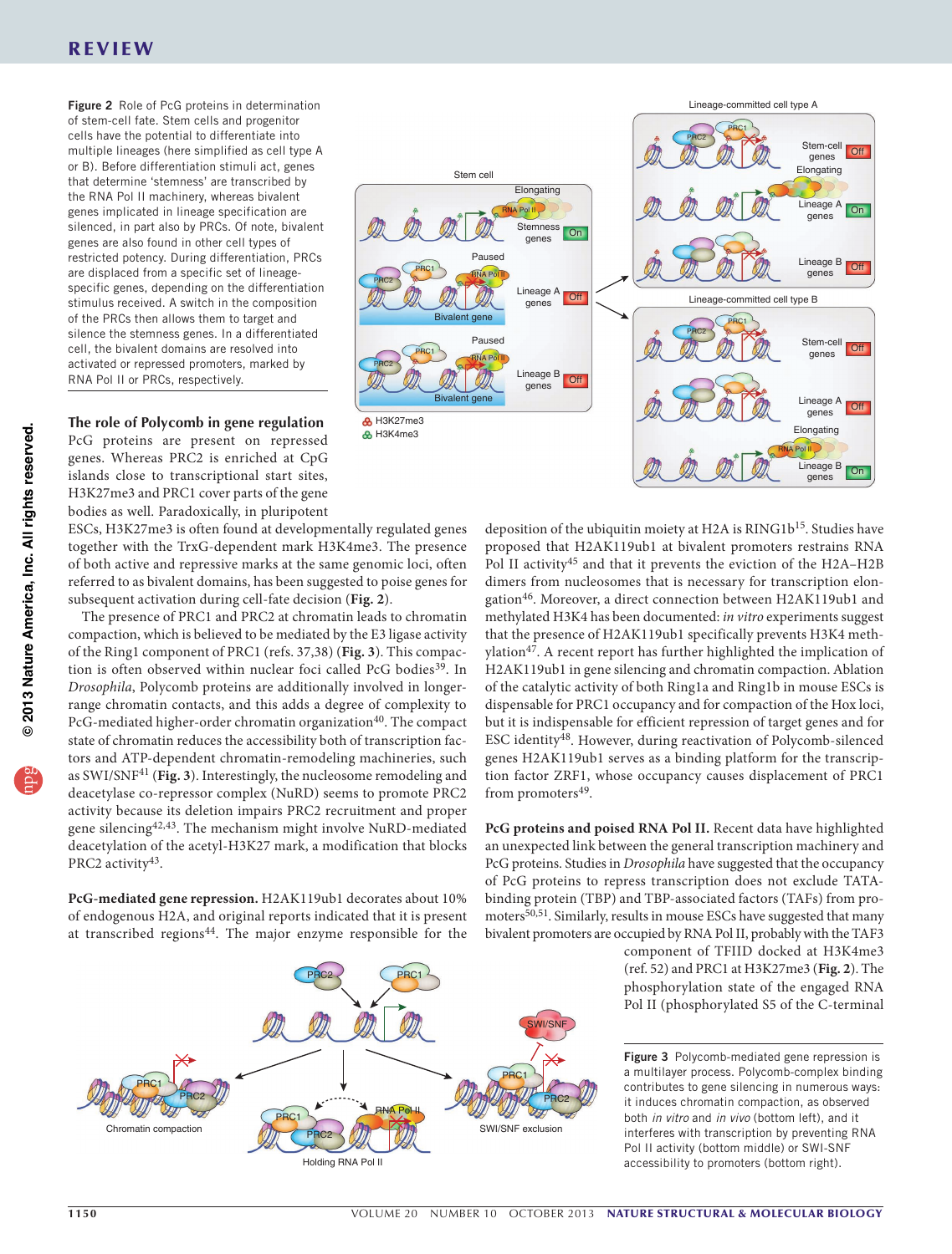Figure 2 Role of PcG proteins in determination of stem-cell fate. Stem cells and progenitor cells have the potential to differentiate into multiple lineages (here simplified as cell type A or B). Before differentiation stimuli act, genes that determine 'stemness' are transcribed by the RNA Pol II machinery, whereas bivalent genes implicated in lineage specification are silenced, in part also by PRCs. Of note, bivalent genes are also found in other cell types of restricted potency. During differentiation, PRCs are displaced from a specific set of lineage-specific genes, depending on the differentiation stimulus received. A switch in the composition of the PRCs then allows them to target and silence the stemness genes. In a differentiated cell, the bivalent domains are resolved into activated or repressed promoters, marked by RNA Pol II or PRCs, respectively.

### The role of Polycomb in gene regulation

PcG proteins are present on repressed genes. Whereas PRC2 is enriched at CpG islands close to transcriptional start sites, H3K27me3 and PRC1 cover parts of the gene bodies as well. Paradoxically, in pluripotent ESCs, H3K27me3 is often found at developmentally regulated genes together with the TrxG-dependent mark H3K4me3. The presence of both active and repressive marks at the same genomic loci, often referred to as bivalent domains, has been suggested to poise genes for subsequent activation during cell-fate decision (**Fig. 2**).

The presence of PRC1 and PRC2 at chromatin leads to chromatin compaction, which is believed to be mediated by the E3 ligase activity of the Ring1 component of PRC1 (refs. 37,38) (**Fig. 3**). This compaction is often observed within nuclear foci called PcG bodies[39]. In *Drosophila*, Polycomb proteins are additionally involved in longer-range chromatin contacts, and this adds a degree of complexity to PcG-mediated higher-order chromatin organization[40]. The compact state of chromatin reduces the accessibility both of transcription factors and ATP-dependent chromatin-remodeling machineries, such as SWI/SNF[41] (**Fig. 3**). Interestingly, the nucleosome remodeling and deacetylase co-repressor complex (NuRD) seems to promote PRC2 activity because its deletion impairs PRC2 recruitment and proper gene silencing[42,43]. The mechanism might involve NuRD-mediated deacetylation of the acetyl-H3K27 mark, a modification that blocks PRC2 activity[43].

**PcG-mediated gene repression.** H2AK119ub1 decorates about 10% of endogenous H2A, and original reports indicated that it is present at transcribed regions[44]. The major enzyme responsible for the deposition of the ubiquitin moiety at H2A is RING1b[15]. Studies have proposed that H2AK119ub1 at bivalent promoters restrains RNA Pol II activity[45] and that it prevents the eviction of the H2A–H2B dimers from nucleosomes that is necessary for transcription elongation[46]. Moreover, a direct connection between H2AK119ub1 and methylated H3K4 has been documented: *in vitro* experiments suggest that the presence of H2AK119ub1 specifically prevents H3K4 methylation[47]. A recent report has further highlighted the implication of H2AK119ub1 in gene silencing and chromatin compaction. Ablation of the catalytic activity of both Ring1a and Ring1b in mouse ESCs is dispensable for PRC1 occupancy and for compaction of the Hox loci, but it is indispensable for efficient repression of target genes and for ESC identity[48]. However, during reactivation of Polycomb-silenced genes H2AK119ub1 serves as a binding platform for the transcription factor ZRF1, whose occupancy causes displacement of PRC1 from promoters[49].

**PcG proteins and poised RNA Pol II.** Recent data have highlighted an unexpected link between the general transcription machinery and PcG proteins. Studies in *Drosophila* have suggested that the occupancy of PcG proteins to repress transcription does not exclude TATA-binding protein (TBP) and TBP-associated factors (TAFs) from promoters[50,51]. Similarly, results in mouse ESCs have suggested that many bivalent promoters are occupied by RNA Pol II, probably with the TAF3 component of TFIID docked at H3K4me3 (ref. 52) and PRC1 at H3K27me3 (**Fig. 2**). The phosphorylation state of the engaged RNA Pol II (phosphorylated S5 of the C-terminal

Figure 3 Polycomb-mediated gene repression is a multilayer process. Polycomb-complex binding contributes to gene silencing in numerous ways: it induces chromatin compaction, as observed both *in vitro* and *in vivo* (bottom left), and it interferes with transcription by preventing RNA Pol II activity (bottom middle) or SWI-SNF accessibility to promoters (bottom right).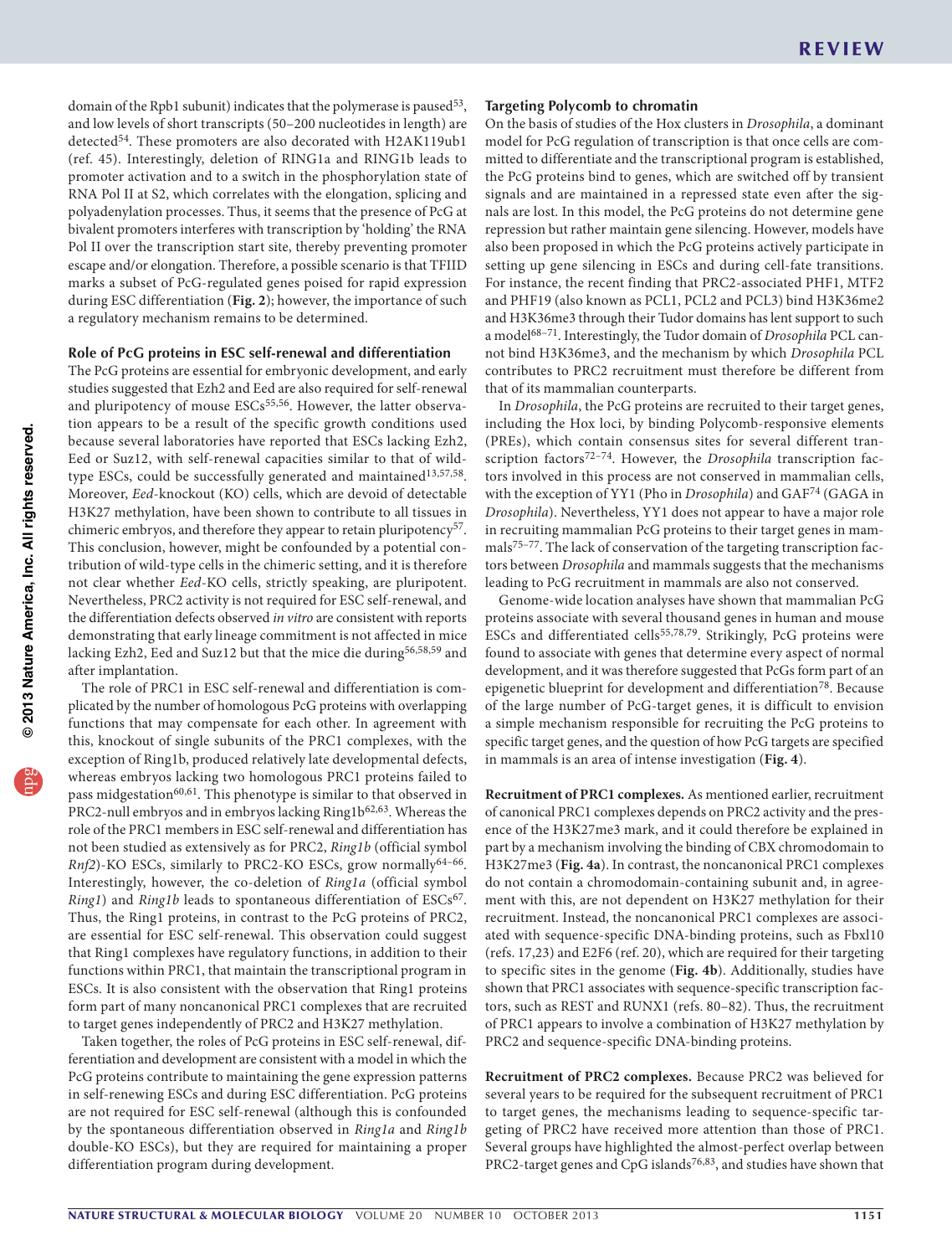domain of the Rpb1 subunit) indicates that the polymerase is paused[53], and low levels of short transcripts (50–200 nucleotides in length) are detected[54]. These promoters are also decorated with H2AK119ub1 (ref. 45). Interestingly, deletion of RING1a and RING1b leads to promoter activation and to a switch in the phosphorylation state of RNA Pol II at S2, which correlates with the elongation, splicing and polyadenylation processes. Thus, it seems that the presence of PcG at bivalent promoters interferes with transcription by 'holding' the RNA Pol II over the transcription start site, thereby preventing promoter escape and/or elongation. Therefore, a possible scenario is that TFIID marks a subset of PcG-regulated genes poised for rapid expression during ESC differentiation (**Fig. 2**); however, the importance of such a regulatory mechanism remains to be determined.

## Role of PcG proteins in ESC self-renewal and differentiation

The PcG proteins are essential for embryonic development, and early studies suggested that Ezh2 and Eed are also required for self-renewal and pluripotency of mouse ESCs[55,56]. However, the latter observation appears to be a result of the specific growth conditions used because several laboratories have reported that ESCs lacking Ezh2, Eed or Suz12, with self-renewal capacities similar to that of wild-type ESCs, could be successfully generated and maintained[13,57,58]. Moreover, *Eed*-knockout (KO) cells, which are devoid of detectable H3K27 methylation, have been shown to contribute to all tissues in chimeric embryos, and therefore they appear to retain pluripotency[57]. This conclusion, however, might be confounded by a potential contribution of wild-type cells in the chimeric setting, and it is therefore not clear whether *Eed*-KO cells, strictly speaking, are pluripotent. Nevertheless, PRC2 activity is not required for ESC self-renewal, and the differentiation defects observed *in vitro* are consistent with reports demonstrating that early lineage commitment is not affected in mice lacking Ezh2, Eed and Suz12 but that the mice die during[56,58,59] and after implantation.

The role of PRC1 in ESC self-renewal and differentiation is complicated by the number of homologous PcG proteins with overlapping functions that may compensate for each other. In agreement with this, knockout of single subunits of the PRC1 complexes, with the exception of Ring1b, produced relatively late developmental defects, whereas embryos lacking two homologous PRC1 proteins failed to pass midgestation[60,61]. This phenotype is similar to that observed in PRC2-null embryos and in embryos lacking Ring1b[62,63]. Whereas the role of the PRC1 members in ESC self-renewal and differentiation has not been studied as extensively as for PRC2, *Ring1b* (official symbol *Rnf2*)-KO ESCs, similarly to PRC2-KO ESCs, grow normally[64–66]. Interestingly, however, the co-deletion of *Ring1a* (official symbol *Ring1*) and *Ring1b* leads to spontaneous differentiation of ESCs[67]. Thus, the Ring1 proteins, in contrast to the PcG proteins of PRC2, are essential for ESC self-renewal. This observation could suggest that Ring1 complexes have regulatory functions, in addition to their functions within PRC1, that maintain the transcriptional program in ESCs. It is also consistent with the observation that Ring1 proteins form part of many noncanonical PRC1 complexes that are recruited to target genes independently of PRC2 and H3K27 methylation.

Taken together, the roles of PcG proteins in ESC self-renewal, differentiation and development are consistent with a model in which the PcG proteins contribute to maintaining the gene expression patterns in self-renewing ESCs and during ESC differentiation. PcG proteins are not required for ESC self-renewal (although this is confounded by the spontaneous differentiation observed in *Ring1a* and *Ring1b* double-KO ESCs), but they are required for maintaining a proper differentiation program during development.

## Targeting Polycomb to chromatin

On the basis of studies of the Hox clusters in *Drosophila*, a dominant model for PcG regulation of transcription is that once cells are committed to differentiate and the transcriptional program is established, the PcG proteins bind to genes, which are switched off by transient signals and are maintained in a repressed state even after the signals are lost. In this model, the PcG proteins do not determine gene repression but rather maintain gene silencing. However, models have also been proposed in which the PcG proteins actively participate in setting up gene silencing in ESCs and during cell-fate transitions. For instance, the recent finding that PRC2-associated PHF1, MTF2 and PHF19 (also known as PCL1, PCL2 and PCL3) bind H3K36me2 and H3K36me3 through their Tudor domains has lent support to such a model[68–71]. Interestingly, the Tudor domain of *Drosophila* PCL cannot bind H3K36me3, and the mechanism by which *Drosophila* PCL contributes to PRC2 recruitment must therefore be different from that of its mammalian counterparts.

In *Drosophila*, the PcG proteins are recruited to their target genes, including the Hox loci, by binding Polycomb-responsive elements (PREs), which contain consensus sites for several different transcription factors[72–74]. However, the *Drosophila* transcription factors involved in this process are not conserved in mammalian cells, with the exception of YY1 (Pho in *Drosophila*) and GAF[74] (GAGA in *Drosophila*). Nevertheless, YY1 does not appear to have a major role in recruiting mammalian PcG proteins to their target genes in mammals[75–77]. The lack of conservation of the targeting transcription factors between *Drosophila* and mammals suggests that the mechanisms leading to PcG recruitment in mammals are also not conserved.

Genome-wide location analyses have shown that mammalian PcG proteins associate with several thousand genes in human and mouse ESCs and differentiated cells[55,78,79]. Strikingly, PcG proteins were found to associate with genes that determine every aspect of normal development, and it was therefore suggested that PcGs form part of an epigenetic blueprint for development and differentiation[78]. Because of the large number of PcG-target genes, it is difficult to envision a simple mechanism responsible for recruiting the PcG proteins to specific target genes, and the question of how PcG targets are specified in mammals is an area of intense investigation (**Fig. 4**).

**Recruitment of PRC1 complexes.** As mentioned earlier, recruitment of canonical PRC1 complexes depends on PRC2 activity and the presence of the H3K27me3 mark, and it could therefore be explained in part by a mechanism involving the binding of CBX chromodomain to H3K27me3 (**Fig. 4a**). In contrast, the noncanonical PRC1 complexes do not contain a chromodomain-containing subunit and, in agreement with this, are not dependent on H3K27 methylation for their recruitment. Instead, the noncanonical PRC1 complexes are associated with sequence-specific DNA-binding proteins, such as Fbxl10 (refs. 17,23) and E2F6 (ref. 20), which are required for their targeting to specific sites in the genome (**Fig. 4b**). Additionally, studies have shown that PRC1 associates with sequence-specific transcription factors, such as REST and RUNX1 (refs. 80–82). Thus, the recruitment of PRC1 appears to involve a combination of H3K27 methylation by PRC2 and sequence-specific DNA-binding proteins.

**Recruitment of PRC2 complexes.** Because PRC2 was believed for several years to be required for the subsequent recruitment of PRC1 to target genes, the mechanisms leading to sequence-specific targeting of PRC2 have received more attention than those of PRC1. Several groups have highlighted the almost-perfect overlap between PRC2-target genes and CpG islands[76,83], and studies have shown that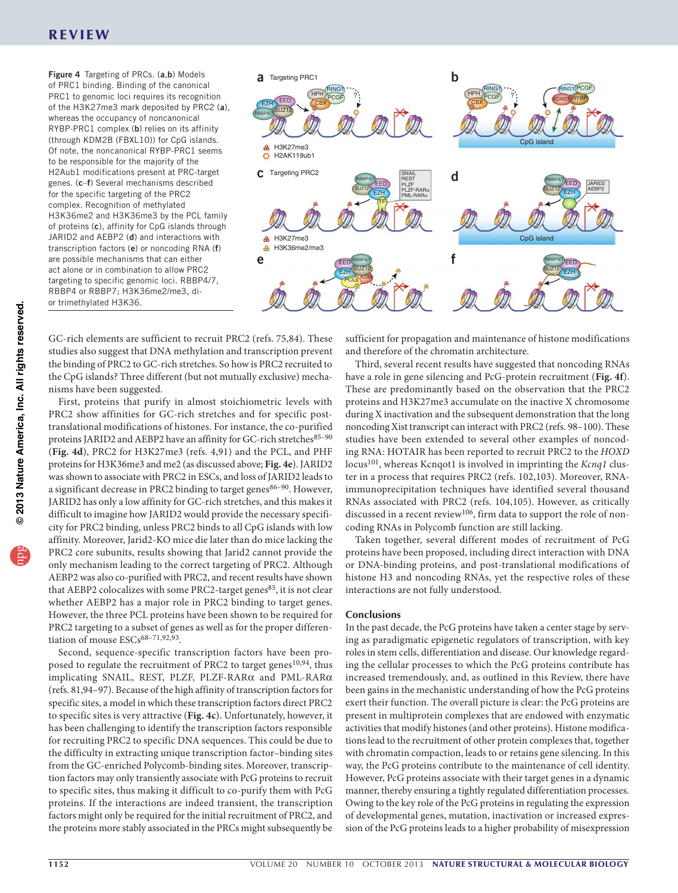**Figure 4** Targeting of PRCs. (**a**,**b**) Models of PRC1 binding. Binding of the canonical PRC1 to genomic loci requires its recognition of the H3K27me3 mark deposited by PRC2 (**a**), whereas the occupancy of noncanonical RYBP-PRC1 complex (**b**) relies on its affinity (through KDM2B (FBXL10)) for CpG islands. Of note, the noncanonical RYBP-PRC1 seems to be responsible for the majority of the H2Aub1 modifications present at PRC-target genes. (**c**–**f**) Several mechanisms described for the specific targeting of the PRC2 complex. Recognition of methylated H3K36me2 and H3K36me3 by the PCL family of proteins (**c**), affinity for CpG islands through JARID2 and AEBP2 (**d**) and interactions with transcription factors (**e**) or noncoding RNA (**f**) are possible mechanisms that can either act alone or in combination to allow PRC2 targeting to specific genomic loci. RBBP4/7, RBBP4 or RBBP7; H3K36me2/me3, di- or trimethylated H3K36.

GC-rich elements are sufficient to recruit PRC2 (refs. 75,84). These studies also suggest that DNA methylation and transcription prevent the binding of PRC2 to GC-rich stretches. So how is PRC2 recruited to the CpG islands? Three different (but not mutually exclusive) mechanisms have been suggested.

First, proteins that purify in almost stoichiometric levels with PRC2 show affinities for GC-rich stretches and for specific post-translational modifications of histones. For instance, the co-purified proteins JARID2 and AEBP2 have an affinity for GC-rich stretches[85–90] (**Fig. 4d**), PRC2 for H3K27me3 (refs. 4,91) and the PCL, and PHF proteins for H3K36me3 and me2 (as discussed above; **Fig. 4e**). JARID2 was shown to associate with PRC2 in ESCs, and loss of JARID2 leads to a significant decrease in PRC2 binding to target genes[86–90]. However, JARID2 has only a low affinity for GC-rich stretches, and this makes it difficult to imagine how JARID2 would provide the necessary specificity for PRC2 binding, unless PRC2 binds to all CpG islands with low affinity. Moreover, Jarid2-KO mice die later than do mice lacking the PRC2 core subunits, results showing that Jarid2 cannot provide the only mechanism leading to the correct targeting of PRC2. Although AEBP2 was also co-purified with PRC2, and recent results have shown that AEBP2 colocalizes with some PRC2-target genes[85], it is not clear whether AEBP2 has a major role in PRC2 binding to target genes. However, the three PCL proteins have been shown to be required for PRC2 targeting to a subset of genes as well as for the proper differentiation of mouse ESCs[68–71,92,93].

Second, sequence-specific transcription factors have been proposed to regulate the recruitment of PRC2 to target genes[10,94], thus implicating SNAIL, REST, PLZF, PLZF-RARα and PML-RARα (refs. 81,94–97). Because of the high affinity of transcription factors for specific sites, a model in which these transcription factors direct PRC2 to specific sites is very attractive (**Fig. 4c**). Unfortunately, however, it has been challenging to identify the transcription factors responsible for recruiting PRC2 to specific DNA sequences. This could be due to the difficulty in extracting unique transcription factor–binding sites from the GC-enriched Polycomb-binding sites. Moreover, transcription factors may only transiently associate with PcG proteins to recruit to specific sites, thus making it difficult to co-purify them with PcG proteins. If the interactions are indeed transient, the transcription factors might only be required for the initial recruitment of PRC2, and the proteins more stably associated in the PRCs might subsequently be sufficient for propagation and maintenance of histone modifications and therefore of the chromatin architecture.

Third, several recent results have suggested that noncoding RNAs have a role in gene silencing and PcG-protein recruitment (**Fig. 4f**). These are predominantly based on the observation that the PRC2 proteins and H3K27me3 accumulate on the inactive X chromosome during X inactivation and the subsequent demonstration that the long noncoding Xist transcript can interact with PRC2 (refs. 98–100). These studies have been extended to several other examples of noncoding RNA: HOTAIR has been reported to recruit PRC2 to the *HOXD* locus[101], whereas Kcnqot1 is involved in imprinting the *Kcnq1* cluster in a process that requires PRC2 (refs. 102,103). Moreover, RNA-immunoprecipitation techniques have identified several thousand RNAs associated with PRC2 (refs. 104,105). However, as critically discussed in a recent review[106], firm data to support the role of noncoding RNAs in Polycomb function are still lacking.

Taken together, several different modes of recruitment of PcG proteins have been proposed, including direct interaction with DNA or DNA-binding proteins, and post-translational modifications of histone H3 and noncoding RNAs, yet the respective roles of these interactions are not fully understood.

## Conclusions

In the past decade, the PcG proteins have taken a center stage by serving as paradigmatic epigenetic regulators of transcription, with key roles in stem cells, differentiation and disease. Our knowledge regarding the cellular processes to which the PcG proteins contribute has increased tremendously, and, as outlined in this Review, there have been gains in the mechanistic understanding of how the PcG proteins exert their function. The overall picture is clear: the PcG proteins are present in multiprotein complexes that are endowed with enzymatic activities that modify histones (and other proteins). Histone modifications lead to the recruitment of other protein complexes that, together with chromatin compaction, leads to or retains gene silencing. In this way, the PcG proteins contribute to the maintenance of cell identity. However, PcG proteins associate with their target genes in a dynamic manner, thereby ensuring a tightly regulated differentiation processes. Owing to the key role of the PcG proteins in regulating the expression of developmental genes, mutation, inactivation or increased expression of the PcG proteins leads to a higher probability of misexpression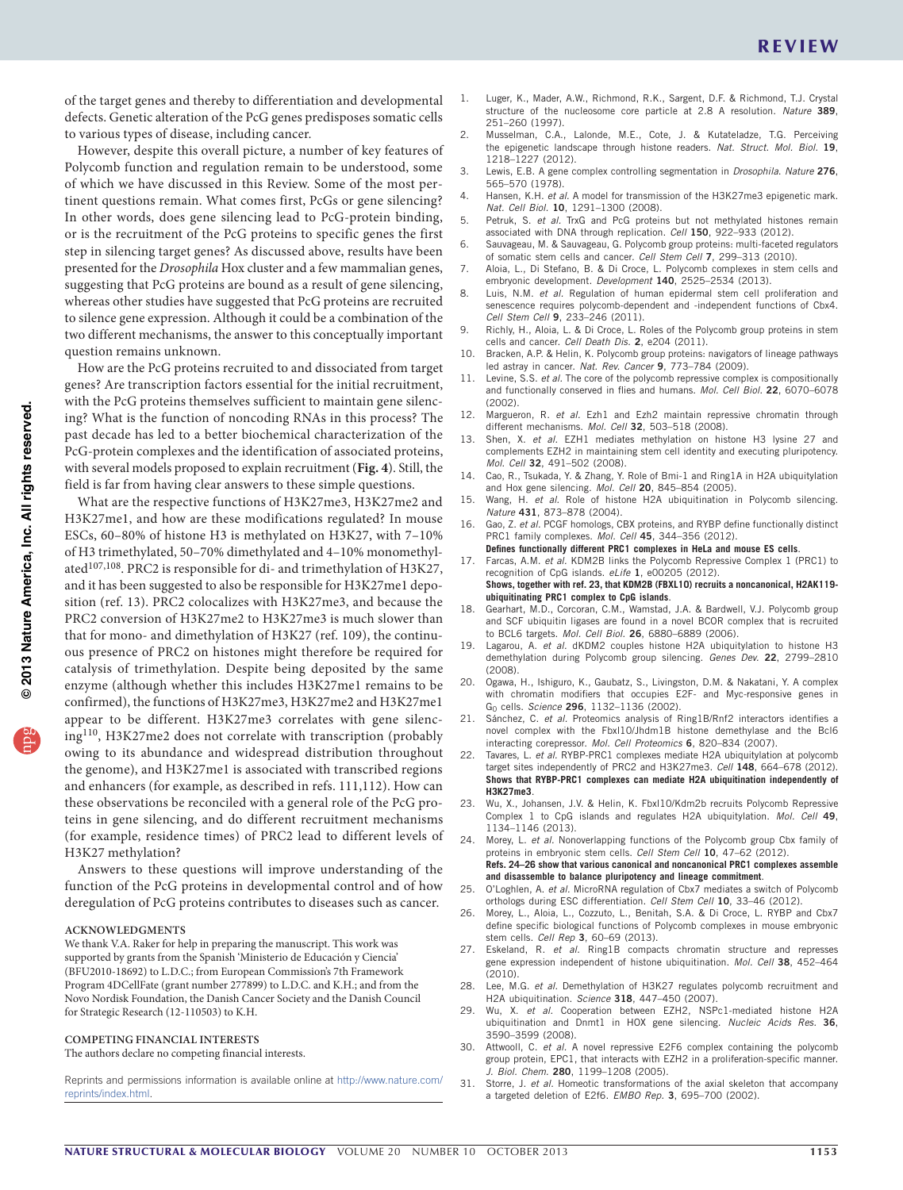of the target genes and thereby to differentiation and developmental defects. Genetic alteration of the PcG genes predisposes somatic cells to various types of disease, including cancer.

However, despite this overall picture, a number of key features of Polycomb function and regulation remain to be understood, some of which we have discussed in this Review. Some of the most pertinent questions remain. What comes first, PcGs or gene silencing? In other words, does gene silencing lead to PcG-protein binding, or is the recruitment of the PcG proteins to specific genes the first step in silencing target genes? As discussed above, results have been presented for the *Drosophila* Hox cluster and a few mammalian genes, suggesting that PcG proteins are bound as a result of gene silencing, whereas other studies have suggested that PcG proteins are recruited to silence gene expression. Although it could be a combination of the two different mechanisms, the answer to this conceptually important question remains unknown.

How are the PcG proteins recruited to and dissociated from target genes? Are transcription factors essential for the initial recruitment, with the PcG proteins themselves sufficient to maintain gene silencing? What is the function of noncoding RNAs in this process? The past decade has led to a better biochemical characterization of the PcG-protein complexes and the identification of associated proteins, with several models proposed to explain recruitment (**Fig. 4**). Still, the field is far from having clear answers to these simple questions.

What are the respective functions of H3K27me3, H3K27me2 and H3K27me1, and how are these modifications regulated? In mouse ESCs, 60–80% of histone H3 is methylated on H3K27, with 7–10% of H3 trimethylated, 50–70% dimethylated and 4–10% monomethylated[107,108]. PRC2 is responsible for di- and trimethylation of H3K27, and it has been suggested to also be responsible for H3K27me1 deposition (ref. 13). PRC2 colocalizes with H3K27me3, and because the PRC2 conversion of H3K27me2 to H3K27me3 is much slower than that for mono- and dimethylation of H3K27 (ref. 109), the continuous presence of PRC2 on histones might therefore be required for catalysis of trimethylation. Despite being deposited by the same enzyme (although whether this includes H3K27me1 remains to be confirmed), the functions of H3K27me3, H3K27me2 and H3K27me1 appear to be different. H3K27me3 correlates with gene silencing[110], H3K27me2 does not correlate with transcription (probably owing to its abundance and widespread distribution throughout the genome), and H3K27me1 is associated with transcribed regions and enhancers (for example, as described in refs. 111,112). How can these observations be reconciled with a general role of the PcG proteins in gene silencing, and do different recruitment mechanisms (for example, residence times) of PRC2 lead to different levels of H3K27 methylation?

Answers to these questions will improve understanding of the function of the PcG proteins in developmental control and of how deregulation of PcG proteins contributes to diseases such as cancer.

### ACKNOWLEDGMENTS

We thank V.A. Raker for help in preparing the manuscript. This work was supported by grants from the Spanish 'Ministerio de Educación y Ciencia' (BFU2010-18692) to L.D.C.; from European Commission's 7th Framework Program 4DCellFate (grant number 277899) to L.D.C. and K.H.; and from the Novo Nordisk Foundation, the Danish Cancer Society and the Danish Council for Strategic Research (12-110503) to K.H.

### COMPETING FINANCIAL INTERESTS

The authors declare no competing financial interests.

Reprints and permissions information is available online at http://www.nature.com/reprints/index.html.

1. Luger, K., Mader, A.W., Richmond, R.K., Sargent, D.F. & Richmond, T.J. Crystal structure of the nucleosome core particle at 2.8 A resolution. *Nature* **389**, 251–260 (1997).
2. Musselman, C.A., Lalonde, M.E., Cote, J. & Kutateladze, T.G. Perceiving the epigenetic landscape through histone readers. *Nat. Struct. Mol. Biol.* **19**, 1218–1227 (2012).
3. Lewis, E.B. A gene complex controlling segmentation in *Drosophila*. *Nature* **276**, 565–570 (1978).
4. Hansen, K.H. *et al.* A model for transmission of the H3K27me3 epigenetic mark. *Nat. Cell Biol.* **10**, 1291–1300 (2008).
5. Petruk, S. *et al.* TrxG and PcG proteins but not methylated histones remain associated with DNA through replication. *Cell* **150**, 922–933 (2012).
6. Sauvageau, M. & Sauvageau, G. Polycomb group proteins: multi-faceted regulators of somatic stem cells and cancer. *Cell Stem Cell* **7**, 299–313 (2010).
7. Aloia, L., Di Stefano, B. & Di Croce, L. Polycomb complexes in stem cells and embryonic development. *Development* **140**, 2525–2534 (2013).
8. Luis, N.M. *et al.* Regulation of human epidermal stem cell proliferation and senescence requires polycomb-dependent and -independent functions of Cbx4. *Cell Stem Cell* **9**, 233–246 (2011).
9. Richly, H., Aloia, L. & Di Croce, L. Roles of the Polycomb group proteins in stem cells and cancer. *Cell Death Dis.* **2**, e204 (2011).
10. Bracken, A.P. & Helin, K. Polycomb group proteins: navigators of lineage pathways led astray in cancer. *Nat. Rev. Cancer* **9**, 773–784 (2009).
11. Levine, S.S. *et al.* The core of the polycomb repressive complex is compositionally and functionally conserved in flies and humans. *Mol. Cell Biol.* **22**, 6070–6078 (2002).
12. Margueron, R. *et al.* Ezh1 and Ezh2 maintain repressive chromatin through different mechanisms. *Mol. Cell* **32**, 503–518 (2008).
13. Shen, X. *et al.* EZH1 mediates methylation on histone H3 lysine 27 and complements EZH2 in maintaining stem cell identity and executing pluripotency. *Mol. Cell* **32**, 491–502 (2008).
14. Cao, R., Tsukada, Y. & Zhang, Y. Role of Bmi-1 and Ring1A in H2A ubiquitylation and Hox gene silencing. *Mol. Cell* **20**, 845–854 (2005).
15. Wang, H. *et al.* Role of histone H2A ubiquitination in Polycomb silencing. *Nature* **431**, 873–878 (2004).
16. Gao, Z. *et al.* PCGF homologs, CBX proteins, and RYBP define functionally distinct PRC1 family complexes. *Mol. Cell* **45**, 344–356 (2012).
**Defines functionally different PRC1 complexes in HeLa and mouse ES cells.**
17. Farcas, A.M. *et al.* KDM2B links the Polycomb Repressive Complex 1 (PRC1) to recognition of CpG islands. *eLife* **1**, e00205 (2012).
**Shows, together with ref. 23, that KDM2B (FBXL10) recruits a noncanonical, H2AK119-ubiquitinating PRC1 complex to CpG islands.**
18. Gearhart, M.D., Corcoran, C.M., Wamstad, J.A. & Bardwell, V.J. Polycomb group and SCF ubiquitin ligases are found in a novel BCOR complex that is recruited to BCL6 targets. *Mol. Cell Biol.* **26**, 6880–6889 (2006).
19. Lagarou, A. *et al.* dKDM2 couples histone H2A ubiquitylation to histone H3 demethylation during Polycomb group silencing. *Genes Dev.* **22**, 2799–2810 (2008).
20. Ogawa, H., Ishiguro, K., Gaubatz, S., Livingston, D.M. & Nakatani, Y. A complex with chromatin modifiers that occupies E2F- and Myc-responsive genes in $G_0$ cells. *Science* **296**, 1132–1136 (2002).
21. Sánchez, C. *et al.* Proteomics analysis of Ring1B/Rnf2 interactors identifies a novel complex with the Fbxl10/Jhdm1B histone demethylase and the Bcl6 interacting corepressor. *Mol. Cell Proteomics* **6**, 820–834 (2007).
22. Tavares, L. *et al.* RYBP-PRC1 complexes mediate H2A ubiquitylation at polycomb target sites independently of PRC2 and H3K27me3. *Cell* **148**, 664–678 (2012).
**Shows that RYBP-PRC1 complexes can mediate H2A ubiquitination independently of H3K27me3.**
23. Wu, X., Johansen, J.V. & Helin, K. Fbxl10/Kdm2b recruits Polycomb Repressive Complex 1 to CpG islands and regulates H2A ubiquitylation. *Mol. Cell* **49**, 1134–1146 (2013).
24. Morey, L. *et al.* Nonoverlapping functions of the Polycomb group Cbx family of proteins in embryonic stem cells. *Cell Stem Cell* **10**, 47–62 (2012).
**Refs. 24–26 show that various canonical and noncanonical PRC1 complexes assemble and disassemble to balance pluripotency and lineage commitment.**
25. O'Loghlen, A. *et al.* MicroRNA regulation of Cbx7 mediates a switch of Polycomb orthologs during ESC differentiation. *Cell Stem Cell* **10**, 33–46 (2012).
26. Morey, L., Aloia, L., Cozzuto, L., Benitah, S.A. & Di Croce, L. RYBP and Cbx7 define specific biological functions of Polycomb complexes in mouse embryonic stem cells. *Cell Rep* **3**, 60–69 (2013).
27. Eskeland, R. *et al.* Ring1B compacts chromatin structure and represses gene expression independent of histone ubiquitination. *Mol. Cell* **38**, 452–464 (2010).
28. Lee, M.G. *et al.* Demethylation of H3K27 regulates polycomb recruitment and H2A ubiquitination. *Science* **318**, 447–450 (2007).
29. Wu, X. *et al.* Cooperation between EZH2, NSPc1-mediated histone H2A ubiquitination and Dnmt1 in HOX gene silencing. *Nucleic Acids Res.* **36**, 3590–3599 (2008).
30. Attwooll, C. *et al.* A novel repressive E2F6 complex containing the polycomb group protein, EPC1, that interacts with EZH2 in a proliferation-specific manner. *J. Biol. Chem.* **280**, 1199–1208 (2005).
31. Storre, J. *et al.* Homeotic transformations of the axial skeleton that accompany a targeted deletion of E2f6. *EMBO Rep.* **3**, 695–700 (2002).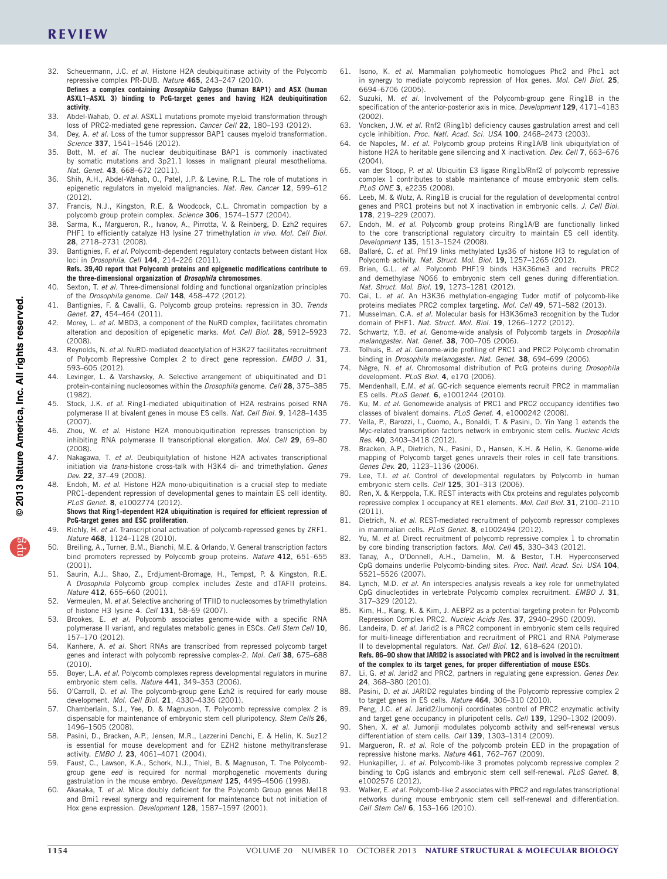32. Scheuermann, J.C. *et al.* Histone H2A deubiquitinase activity of the Polycomb repressive complex PR-DUB. *Nature* **465**, 243–247 (2010).
**Defines a complex containing *Drosophila* Calypso (human BAP1) and ASX (human ASXL1–ASXL 3) binding to PcG-target genes and having H2A deubiquitination activity.**
33. Abdel-Wahab, O. *et al.* ASXL1 mutations promote myeloid transformation through loss of PRC2-mediated gene repression. *Cancer Cell* **22**, 180–193 (2012).
34. Dey, A. *et al.* Loss of the tumor suppressor BAP1 causes myeloid transformation. *Science* **337**, 1541–1546 (2012).
35. Bott, M. *et al.* The nuclear deubiquitinase BAP1 is commonly inactivated by somatic mutations and 3p21.1 losses in malignant pleural mesothelioma. *Nat. Genet.* **43**, 668–672 (2011).
36. Shih, A.H., Abdel-Wahab, O., Patel, J.P. & Levine, R.L. The role of mutations in epigenetic regulators in myeloid malignancies. *Nat. Rev. Cancer* **12**, 599–612 (2012).
37. Francis, N.J., Kingston, R.E. & Woodcock, C.L. Chromatin compaction by a polycomb group protein complex. *Science* **306**, 1574–1577 (2004).
38. Sarma, K., Margueron, R., Ivanov, A., Pirrotta, V. & Reinberg, D. Ezh2 requires PHF1 to efficiently catalyze H3 lysine 27 trimethylation *in vivo*. *Mol. Cell Biol.* **28**, 2718–2731 (2008).
39. Bantignies, F. *et al.* Polycomb-dependent regulatory contacts between distant Hox loci in *Drosophila*. *Cell* **144**, 214–226 (2011).
**Refs. 39,40 report that Polycomb proteins and epigenetic modifications contribute to the three-dimensional organization of *Drosophila* chromosomes.**
40. Sexton, T. *et al.* Three-dimensional folding and functional organization principles of the *Drosophila* genome. *Cell* **148**, 458–472 (2012).
41. Bantignies, F. & Cavalli, G. Polycomb group proteins: repression in 3D. *Trends Genet.* **27**, 454–464 (2011).
42. Morey, L. *et al.* MBD3, a component of the NuRD complex, facilitates chromatin alteration and deposition of epigenetic marks. *Mol. Cell Biol.* **28**, 5912–5923 (2008).
43. Reynolds, N. *et al.* NuRD-mediated deacetylation of H3K27 facilitates recruitment of Polycomb Repressive Complex 2 to direct gene repression. *EMBO J.* **31**, 593–605 (2012).
44. Levinger, L. & Varshavsky, A. Selective arrangement of ubiquitinated and D1 protein-containing nucleosomes within the *Drosophila* genome. *Cell* **28**, 375–385 (1982).
45. Stock, J.K. *et al.* Ring1-mediated ubiquitination of H2A restrains poised RNA polymerase II at bivalent genes in mouse ES cells. *Nat. Cell Biol.* **9**, 1428–1435 (2007).
46. Zhou, W. *et al.* Histone H2A monoubiquitination represses transcription by inhibiting RNA polymerase II transcriptional elongation. *Mol. Cell* **29**, 69–80 (2008).
47. Nakagawa, T. *et al.* Deubiquitylation of histone H2A activates transcriptional initiation via *trans*-histone cross-talk with H3K4 di- and trimethylation. *Genes Dev.* **22**, 37–49 (2008).
48. Endoh, M. *et al.* Histone H2A mono-ubiquitination is a crucial step to mediate PRC1-dependent repression of developmental genes to maintain ES cell identity. *PLoS Genet.* **8**, e1002774 (2012).
**Shows that Ring1-dependent H2A ubiquitination is required for efficient repression of PcG-target genes and ESC proliferation.**
49. Richly, H. *et al.* Transcriptional activation of polycomb-repressed genes by ZRF1. *Nature* **468**, 1124–1128 (2010).
50. Breiling, A., Turner, B.M., Bianchi, M.E. & Orlando, V. General transcription factors bind promoters repressed by Polycomb group proteins. *Nature* **412**, 651–655 (2001).
51. Saurin, A.J., Shao, Z., Erdjument-Bromage, H., Tempst, P. & Kingston, R.E. A *Drosophila* Polycomb group complex includes Zeste and dTAFII proteins. *Nature* **412**, 655–660 (2001).
52. Vermeulen, M. *et al.* Selective anchoring of TFIID to nucleosomes by trimethylation of histone H3 lysine 4. *Cell* **131**, 58–69 (2007).
53. Brookes, E. *et al.* Polycomb associates genome-wide with a specific RNA polymerase II variant, and regulates metabolic genes in ESCs. *Cell Stem Cell* **10**, 157–170 (2012).
54. Kanhere, A. *et al.* Short RNAs are transcribed from repressed polycomb target genes and interact with polycomb repressive complex-2. *Mol. Cell* **38**, 675–688 (2010).
55. Boyer, L.A. *et al.* Polycomb complexes repress developmental regulators in murine embryonic stem cells. *Nature* **441**, 349–353 (2006).
56. O'Carroll, D. *et al.* The polycomb-group gene Ezh2 is required for early mouse development. *Mol. Cell Biol.* **21**, 4330–4336 (2001).
57. Chamberlain, S.J., Yee, D. & Magnuson, T. Polycomb repressive complex 2 is dispensable for maintenance of embryonic stem cell pluripotency. *Stem Cells* **26**, 1496–1505 (2008).
58. Pasini, D., Bracken, A.P., Jensen, M.R., Lazzerini Denchi, E. & Helin, K. Suz12 is essential for mouse development and for EZH2 histone methyltransferase activity. *EMBO J.* **23**, 4061–4071 (2004).
59. Faust, C., Lawson, K.A., Schork, N.J., Thiel, B. & Magnuson, T. The Polycomb-group gene *eed* is required for normal morphogenetic movements during gastrulation in the mouse embryo. *Development* **125**, 4495–4506 (1998).
60. Akasaka, T. *et al.* Mice doubly deficient for the Polycomb Group genes Mel18 and Bmi1 reveal synergy and requirement for maintenance but not initiation of Hox gene expression. *Development* **128**, 1587–1597 (2001).
61. Isono, K. *et al.* Mammalian polyhomeotic homologues Phc2 and Phc1 act in synergy to mediate polycomb repression of Hox genes. *Mol. Cell Biol.* **25**, 6694–6706 (2005).
62. Suzuki, M. *et al.* Involvement of the Polycomb-group gene Ring1B in the specification of the anterior-posterior axis in mice. *Development* **129**, 4171–4183 (2002).
63. Voncken, J.W. *et al.* Rnf2 (Ring1b) deficiency causes gastrulation arrest and cell cycle inhibition. *Proc. Natl. Acad. Sci. USA* **100**, 2468–2473 (2003).
64. de Napoles, M. *et al.* Polycomb group proteins Ring1A/B link ubiquitylation of histone H2A to heritable gene silencing and X inactivation. *Dev. Cell* **7**, 663–676 (2004).
65. van der Stoop, P. *et al.* Ubiquitin E3 ligase Ring1b/Rnf2 of polycomb repressive complex 1 contributes to stable maintenance of mouse embryonic stem cells. *PLoS ONE* **3**, e2235 (2008).
66. Leeb, M. & Wutz, A. Ring1B is crucial for the regulation of developmental control genes and PRC1 proteins but not X inactivation in embryonic cells. *J. Cell Biol.* **178**, 219–229 (2007).
67. Endoh, M. *et al.* Polycomb group proteins Ring1A/B are functionally linked to the core transcriptional regulatory circuitry to maintain ES cell identity. *Development* **135**, 1513–1524 (2008).
68. Ballaré, C. *et al.* Phf19 links methylated Lys36 of histone H3 to regulation of Polycomb activity. *Nat. Struct. Mol. Biol.* **19**, 1257–1265 (2012).
69. Brien, G.L. *et al.* Polycomb PHF19 binds H3K36me3 and recruits PRC2 and demethylase NO66 to embryonic stem cell genes during differentiation. *Nat. Struct. Mol. Biol.* **19**, 1273–1281 (2012).
70. Cai, L. *et al.* An H3K36 methylation-engaging Tudor motif of polycomb-like proteins mediates PRC2 complex targeting. *Mol. Cell* **49**, 571–582 (2013).
71. Musselman, C.A. *et al.* Molecular basis for H3K36me3 recognition by the Tudor domain of PHF1. *Nat. Struct. Mol. Biol.* **19**, 1266–1272 (2012).
72. Schwartz, Y.B. *et al.* Genome-wide analysis of Polycomb targets in *Drosophila melanogaster*. *Nat. Genet.* **38**, 700–705 (2006).
73. Tolhuis, B. *et al.* Genome-wide profiling of PRC1 and PRC2 Polycomb chromatin binding in *Drosophila melanogaster*. *Nat. Genet.* **38**, 694–699 (2006).
74. Nègre, N. *et al.* Chromosomal distribution of PcG proteins during *Drosophila* development. *PLoS Biol.* **4**, e170 (2006).
75. Mendenhall, E.M. *et al.* GC-rich sequence elements recruit PRC2 in mammalian ES cells. *PLoS Genet.* **6**, e1001244 (2010).
76. Ku, M. *et al.* Genomewide analysis of PRC1 and PRC2 occupancy identifies two classes of bivalent domains. *PLoS Genet.* **4**, e1000242 (2008).
77. Vella, P., Barozzi, I., Cuomo, A., Bonaldi, T. & Pasini, D. Yin Yang 1 extends the Myc-related transcription factors network in embryonic stem cells. *Nucleic Acids Res.* **40**, 3403–3418 (2012).
78. Bracken, A.P., Dietrich, N., Pasini, D., Hansen, K.H. & Helin, K. Genome-wide mapping of Polycomb target genes unravels their roles in cell fate transitions. *Genes Dev.* **20**, 1123–1136 (2006).
79. Lee, T.I. *et al.* Control of developmental regulators by Polycomb in human embryonic stem cells. *Cell* **125**, 301–313 (2006).
80. Ren, X. & Kerppola, T.K. REST interacts with Cbx proteins and regulates polycomb repressive complex 1 occupancy at RE1 elements. *Mol. Cell Biol.* **31**, 2100–2110 (2011).
81. Dietrich, N. *et al.* REST-mediated recruitment of polycomb repressor complexes in mammalian cells. *PLoS Genet.* **8**, e1002494 (2012).
82. Yu, M. *et al.* Direct recruitment of polycomb repressive complex 1 to chromatin by core binding transcription factors. *Mol. Cell* **45**, 330–343 (2012).
83. Tanay, A., O'Donnell, A.H., Damelin, M. & Bestor, T.H. Hyperconserved CpG domains underlie Polycomb-binding sites. *Proc. Natl. Acad. Sci. USA* **104**, 5521–5526 (2007).
84. Lynch, M.D. *et al.* An interspecies analysis reveals a key role for unmethylated CpG dinucleotides in vertebrate Polycomb complex recruitment. *EMBO J.* **31**, 317–329 (2012).
85. Kim, H., Kang, K. & Kim, J. AEBP2 as a potential targeting protein for Polycomb Repression Complex PRC2. *Nucleic Acids Res.* **37**, 2940–2950 (2009).
86. Landeira, D. *et al.* Jarid2 is a PRC2 component in embryonic stem cells required for multi-lineage differentiation and recruitment of PRC1 and RNA Polymerase II to developmental regulators. *Nat. Cell Biol.* **12**, 618–624 (2010).
**Refs. 86–90 show that JARID2 is associated with PRC2 and is involved in the recruitment of the complex to its target genes, for proper differentiation of mouse ESCs.**
87. Li, G. *et al.* Jarid2 and PRC2, partners in regulating gene expression. *Genes Dev.* **24**, 368–380 (2010).
88. Pasini, D. *et al.* JARID2 regulates binding of the Polycomb repressive complex 2 to target genes in ES cells. *Nature* **464**, 306–310 (2010).
89. Peng, J.C. *et al.* Jarid2/Jumonji coordinates control of PRC2 enzymatic activity and target gene occupancy in pluripotent cells. *Cell* **139**, 1290–1302 (2009).
90. Shen, X. *et al.* Jumonji modulates polycomb activity and self-renewal versus differentiation of stem cells. *Cell* **139**, 1303–1314 (2009).
91. Margueron, R. *et al.* Role of the polycomb protein EED in the propagation of repressive histone marks. *Nature* **461**, 762–767 (2009).
92. Hunkapiller, J. *et al.* Polycomb-like 3 promotes polycomb repressive complex 2 binding to CpG islands and embryonic stem cell self-renewal. *PLoS Genet.* **8**, e1002576 (2012).
93. Walker, E. *et al.* Polycomb-like 2 associates with PRC2 and regulates transcriptional networks during mouse embryonic stem cell self-renewal and differentiation. *Cell Stem Cell* **6**, 153–166 (2010).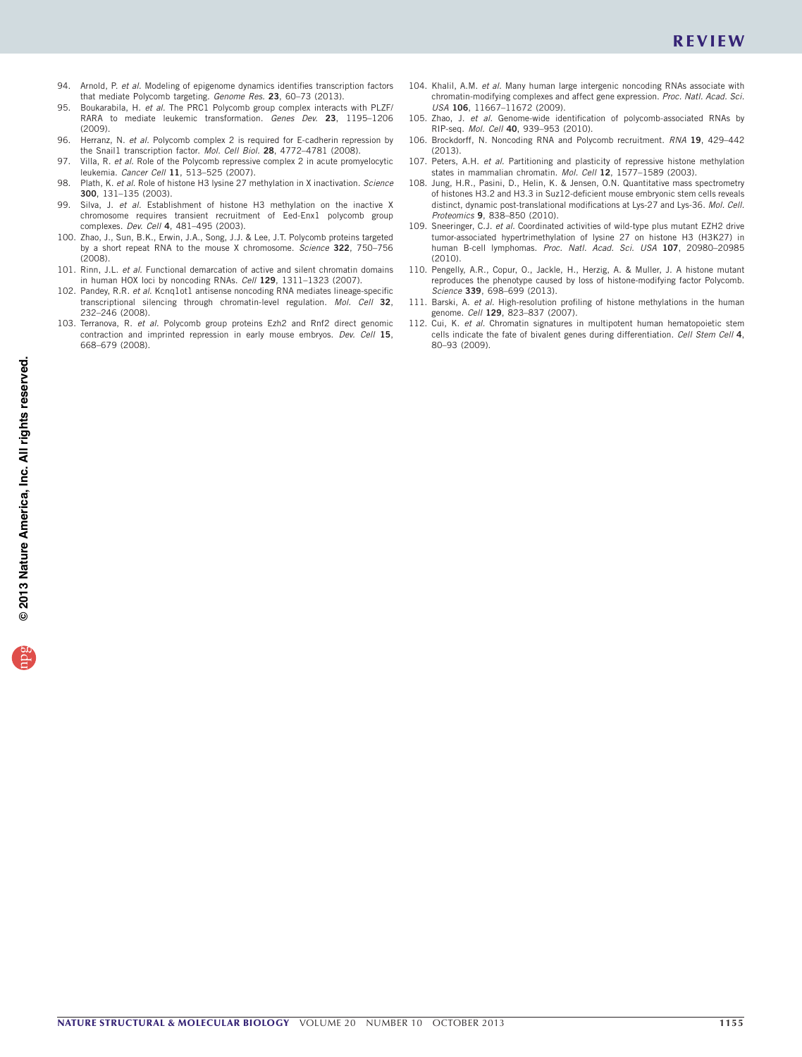94. Arnold, P. *et al.* Modeling of epigenome dynamics identifies transcription factors that mediate Polycomb targeting. *Genome Res.* **23**, 60–73 (2013).
95. Boukarabila, H. *et al.* The PRC1 Polycomb group complex interacts with PLZF/RARA to mediate leukemic transformation. *Genes Dev.* **23**, 1195–1206 (2009).
96. Herranz, N. *et al.* Polycomb complex 2 is required for E-cadherin repression by the Snail1 transcription factor. *Mol. Cell Biol.* **28**, 4772–4781 (2008).
97. Villa, R. *et al.* Role of the Polycomb repressive complex 2 in acute promyelocytic leukemia. *Cancer Cell* **11**, 513–525 (2007).
98. Plath, K. *et al.* Role of histone H3 lysine 27 methylation in X inactivation. *Science* **300**, 131–135 (2003).
99. Silva, J. *et al.* Establishment of histone H3 methylation on the inactive X chromosome requires transient recruitment of Eed-Enx1 polycomb group complexes. *Dev. Cell* **4**, 481–495 (2003).
100. Zhao, J., Sun, B.K., Erwin, J.A., Song, J.J. & Lee, J.T. Polycomb proteins targeted by a short repeat RNA to the mouse X chromosome. *Science* **322**, 750–756 (2008).
101. Rinn, J.L. *et al.* Functional demarcation of active and silent chromatin domains in human HOX loci by noncoding RNAs. *Cell* **129**, 1311–1323 (2007).
102. Pandey, R.R. *et al.* Kcnq1ot1 antisense noncoding RNA mediates lineage-specific transcriptional silencing through chromatin-level regulation. *Mol. Cell* **32**, 232–246 (2008).
103. Terranova, R. *et al.* Polycomb group proteins Ezh2 and Rnf2 direct genomic contraction and imprinted repression in early mouse embryos. *Dev. Cell* **15**, 668–679 (2008).
104. Khalil, A.M. *et al.* Many human large intergenic noncoding RNAs associate with chromatin-modifying complexes and affect gene expression. *Proc. Natl. Acad. Sci. USA* **106**, 11667–11672 (2009).
105. Zhao, J. *et al.* Genome-wide identification of polycomb-associated RNAs by RIP-seq. *Mol. Cell* **40**, 939–953 (2010).
106. Brockdorff, N. Noncoding RNA and Polycomb recruitment. *RNA* **19**, 429–442 (2013).
107. Peters, A.H. *et al.* Partitioning and plasticity of repressive histone methylation states in mammalian chromatin. *Mol. Cell* **12**, 1577–1589 (2003).
108. Jung, H.R., Pasini, D., Helin, K. & Jensen, O.N. Quantitative mass spectrometry of histones H3.2 and H3.3 in Suz12-deficient mouse embryonic stem cells reveals distinct, dynamic post-translational modifications at Lys-27 and Lys-36. *Mol. Cell. Proteomics* **9**, 838–850 (2010).
109. Sneeringer, C.J. *et al.* Coordinated activities of wild-type plus mutant EZH2 drive tumor-associated hypertrimethylation of lysine 27 on histone H3 (H3K27) in human B-cell lymphomas. *Proc. Natl. Acad. Sci. USA* **107**, 20980–20985 (2010).
110. Pengelly, A.R., Copur, O., Jackle, H., Herzig, A. & Muller, J. A histone mutant reproduces the phenotype caused by loss of histone-modifying factor Polycomb. *Science* **339**, 698–699 (2013).
111. Barski, A. *et al.* High-resolution profiling of histone methylations in the human genome. *Cell* **129**, 823–837 (2007).
112. Cui, K. *et al.* Chromatin signatures in multipotent human hematopoietic stem cells indicate the fate of bivalent genes during differentiation. *Cell Stem Cell* **4**, 80–93 (2009).